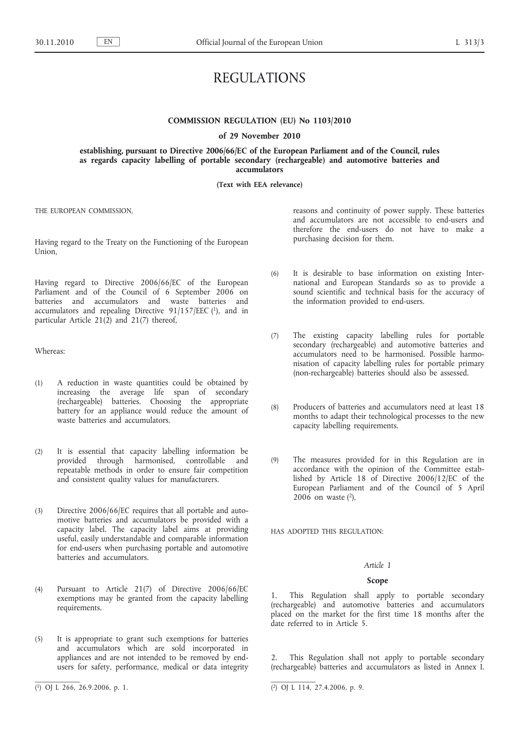# REGULATIONS

**COMMISSION REGULATION (EU) No 1103/2010**

**of 29 November 2010**

**establishing, pursuant to Directive 2006/66/EC of the European Parliament and of the Council, rules as regards capacity labelling of portable secondary (rechargeable) and automotive batteries and accumulators**

**(Text with EEA relevance)**

THE EUROPEAN COMMISSION,

Having regard to the Treaty on the Functioning of the European Union,

Having regard to Directive 2006/66/EC of the European Parliament and of the Council of 6 September 2006 on batteries and accumulators and waste batteries and accumulators and repealing Directive 91/157/EEC ([1]), and in particular Article 21(2) and 21(7) thereof,

Whereas:

(1) A reduction in waste quantities could be obtained by increasing the average life span of secondary (rechargeable) batteries. Choosing the appropriate battery for an appliance would reduce the amount of waste batteries and accumulators.

(2) It is essential that capacity labelling information be provided through harmonised, controllable and repeatable methods in order to ensure fair competition and consistent quality values for manufacturers.

(3) Directive 2006/66/EC requires that all portable and automotive batteries and accumulators be provided with a capacity label. The capacity label aims at providing useful, easily understandable and comparable information for end-users when purchasing portable and automotive batteries and accumulators.

(4) Pursuant to Article 21(7) of Directive 2006/66/EC exemptions may be granted from the capacity labelling requirements.

(5) It is appropriate to grant such exemptions for batteries and accumulators which are sold incorporated in appliances and are not intended to be removed by end-users for safety, performance, medical or data integrity reasons and continuity of power supply. These batteries and accumulators are not accessible to end-users and therefore the end-users do not have to make a purchasing decision for them.

(6) It is desirable to base information on existing International and European Standards so as to provide a sound scientific and technical basis for the accuracy of the information provided to end-users.

(7) The existing capacity labelling rules for portable secondary (rechargeable) and automotive batteries and accumulators need to be harmonised. Possible harmonisation of capacity labelling rules for portable primary (non-rechargeable) batteries should also be assessed.

(8) Producers of batteries and accumulators need at least 18 months to adapt their technological processes to the new capacity labelling requirements.

(9) The measures provided for in this Regulation are in accordance with the opinion of the Committee established by Article 18 of Directive 2006/12/EC of the European Parliament and of the Council of 5 April 2006 on waste ([2]),

HAS ADOPTED THIS REGULATION:

*Article 1*

**Scope**

1. This Regulation shall apply to portable secondary (rechargeable) and automotive batteries and accumulators placed on the market for the first time 18 months after the date referred to in Article 5.

2. This Regulation shall not apply to portable secondary (rechargeable) batteries and accumulators as listed in Annex I.

---

([1]) OJ L 266, 26.9.2006, p. 1.

([2]) OJ L 114, 27.4.2006, p. 9.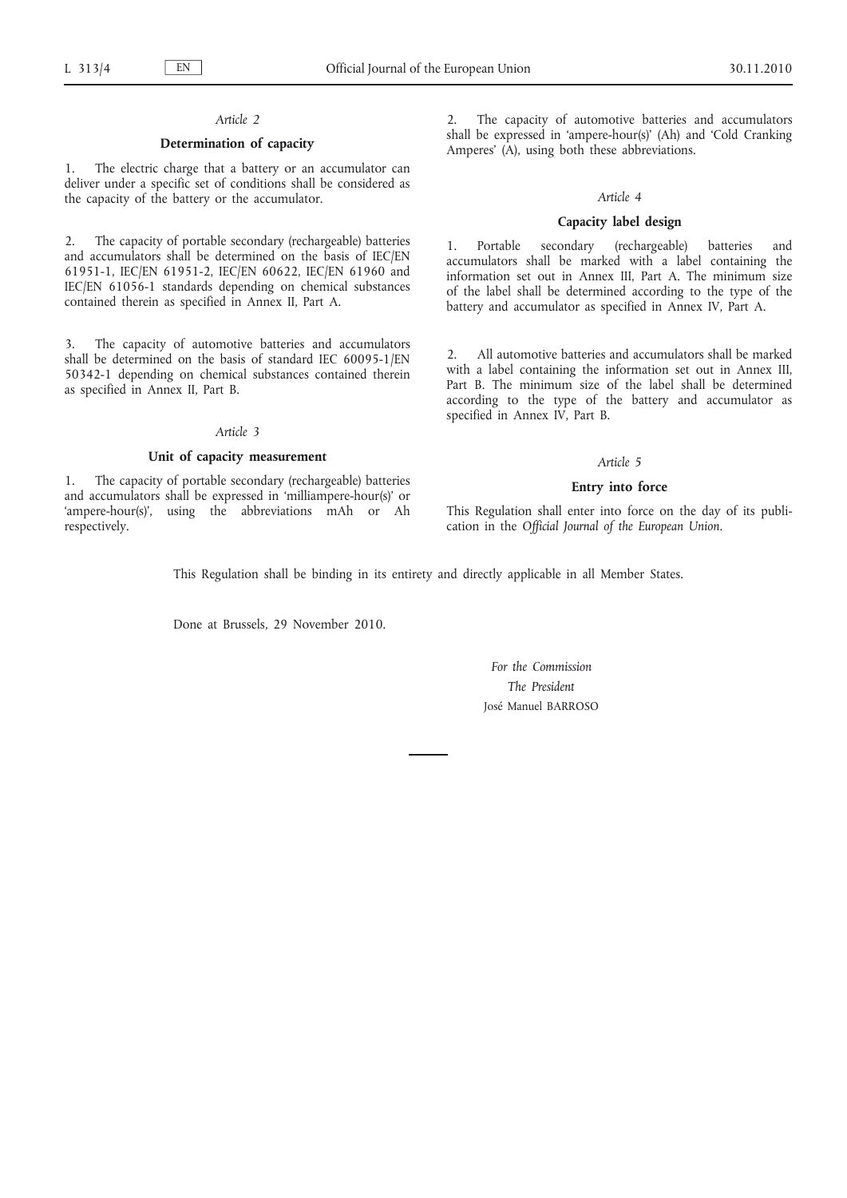*Article 2*

**Determination of capacity**

1. The electric charge that a battery or an accumulator can deliver under a specific set of conditions shall be considered as the capacity of the battery or the accumulator.

2. The capacity of portable secondary (rechargeable) batteries and accumulators shall be determined on the basis of IEC/EN 61951-1, IEC/EN 61951-2, IEC/EN 60622, IEC/EN 61960 and IEC/EN 61056-1 standards depending on chemical substances contained therein as specified in Annex II, Part A.

3. The capacity of automotive batteries and accumulators shall be determined on the basis of standard IEC 60095-1/EN 50342-1 depending on chemical substances contained therein as specified in Annex II, Part B.

*Article 3*

**Unit of capacity measurement**

1. The capacity of portable secondary (rechargeable) batteries and accumulators shall be expressed in 'milliampere-hour(s)' or 'ampere-hour(s)', using the abbreviations mAh or Ah respectively.

2. The capacity of automotive batteries and accumulators shall be expressed in 'ampere-hour(s)' (Ah) and 'Cold Cranking Amperes' (A), using both these abbreviations.

*Article 4*

**Capacity label design**

1. Portable secondary (rechargeable) batteries and accumulators shall be marked with a label containing the information set out in Annex III, Part A. The minimum size of the label shall be determined according to the type of the battery and accumulator as specified in Annex IV, Part A.

2. All automotive batteries and accumulators shall be marked with a label containing the information set out in Annex III, Part B. The minimum size of the label shall be determined according to the type of the battery and accumulator as specified in Annex IV, Part B.

*Article 5*

**Entry into force**

This Regulation shall enter into force on the day of its publication in the *Official Journal of the European Union*.

This Regulation shall be binding in its entirety and directly applicable in all Member States.

Done at Brussels, 29 November 2010.

*For the Commission*

*The President*

José Manuel BARROSO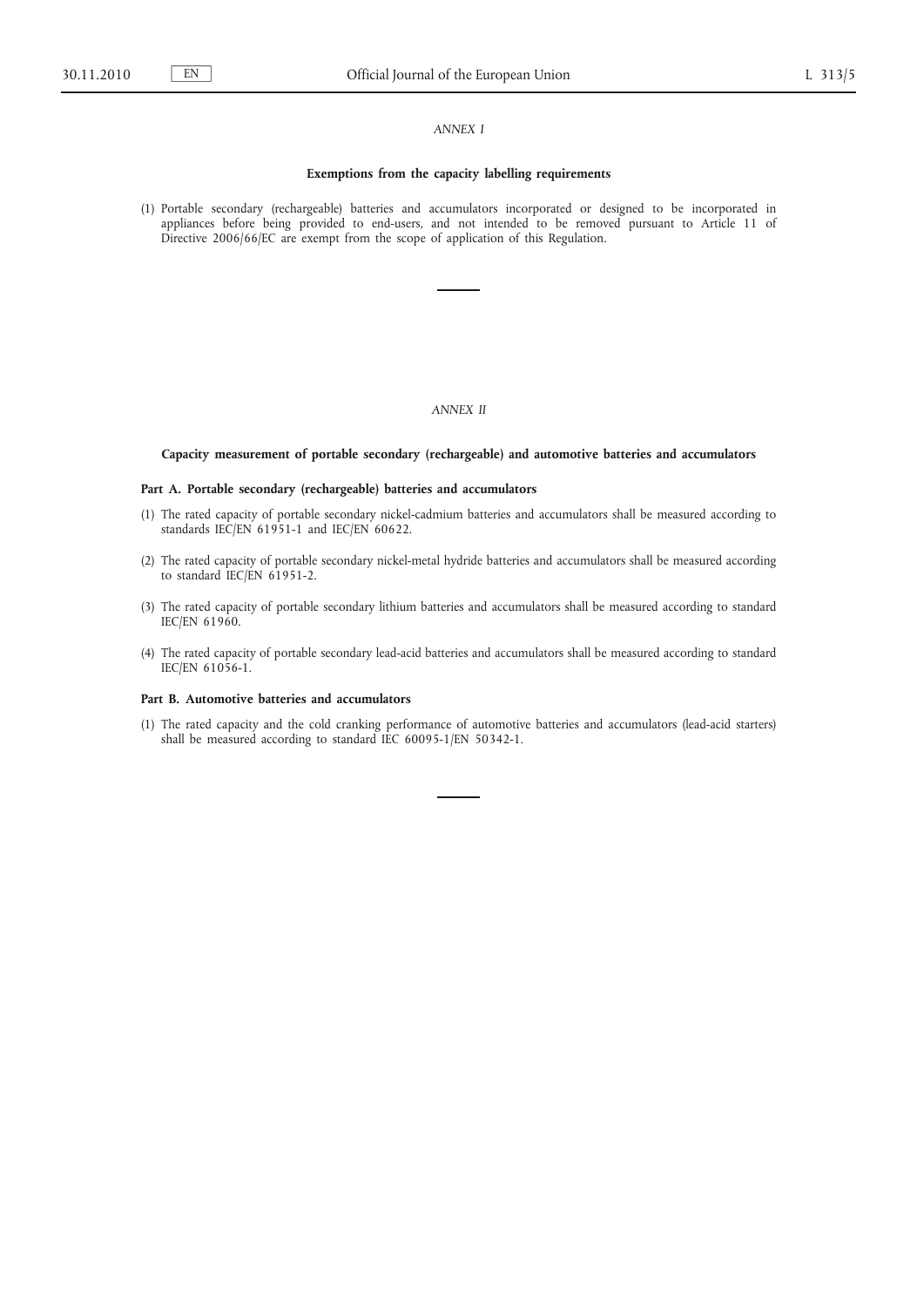*ANNEX I*

## Exemptions from the capacity labelling requirements

(1) Portable secondary (rechargeable) batteries and accumulators incorporated or designed to be incorporated in appliances before being provided to end-users, and not intended to be removed pursuant to Article 11 of Directive 2006/66/EC are exempt from the scope of application of this Regulation.

*ANNEX II*

## Capacity measurement of portable secondary (rechargeable) and automotive batteries and accumulators

### Part A. Portable secondary (rechargeable) batteries and accumulators

(1) The rated capacity of portable secondary nickel-cadmium batteries and accumulators shall be measured according to standards IEC/EN 61951-1 and IEC/EN 60622.

(2) The rated capacity of portable secondary nickel-metal hydride batteries and accumulators shall be measured according to standard IEC/EN 61951-2.

(3) The rated capacity of portable secondary lithium batteries and accumulators shall be measured according to standard IEC/EN 61960.

(4) The rated capacity of portable secondary lead-acid batteries and accumulators shall be measured according to standard IEC/EN 61056-1.

### Part B. Automotive batteries and accumulators

(1) The rated capacity and the cold cranking performance of automotive batteries and accumulators (lead-acid starters) shall be measured according to standard IEC 60095-1/EN 50342-1.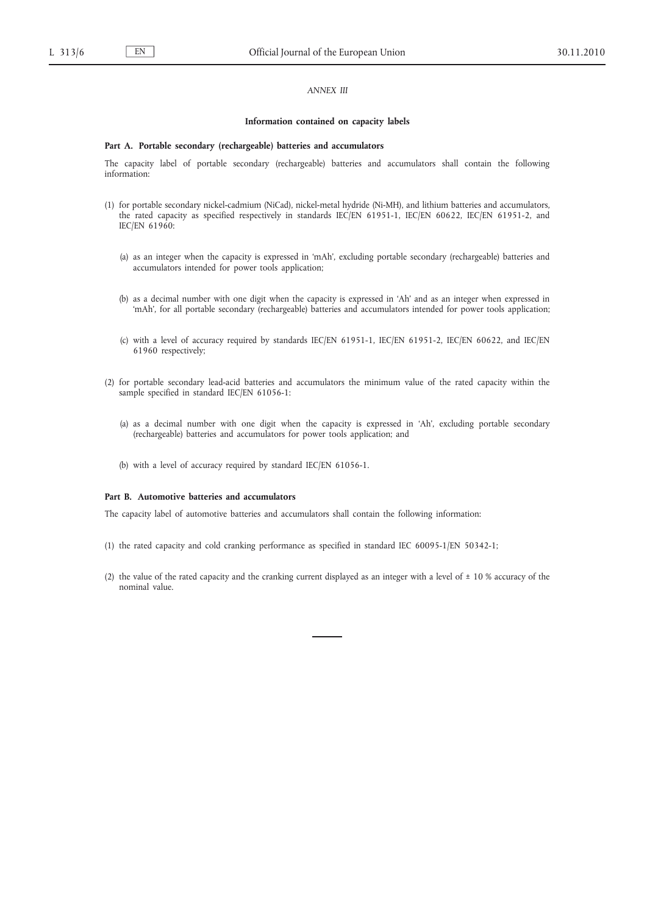*ANNEX III*

## Information contained on capacity labels

### Part A. Portable secondary (rechargeable) batteries and accumulators

The capacity label of portable secondary (rechargeable) batteries and accumulators shall contain the following information:

(1) for portable secondary nickel-cadmium (NiCad), nickel-metal hydride (Ni-MH), and lithium batteries and accumulators, the rated capacity as specified respectively in standards IEC/EN 61951-1, IEC/EN 60622, IEC/EN 61951-2, and IEC/EN 61960:

(a) as an integer when the capacity is expressed in 'mAh', excluding portable secondary (rechargeable) batteries and accumulators intended for power tools application;

(b) as a decimal number with one digit when the capacity is expressed in 'Ah' and as an integer when expressed in 'mAh', for all portable secondary (rechargeable) batteries and accumulators intended for power tools application;

(c) with a level of accuracy required by standards IEC/EN 61951-1, IEC/EN 61951-2, IEC/EN 60622, and IEC/EN 61960 respectively;

(2) for portable secondary lead-acid batteries and accumulators the minimum value of the rated capacity within the sample specified in standard IEC/EN 61056-1:

(a) as a decimal number with one digit when the capacity is expressed in 'Ah', excluding portable secondary (rechargeable) batteries and accumulators for power tools application; and

(b) with a level of accuracy required by standard IEC/EN 61056-1.

### Part B. Automotive batteries and accumulators

The capacity label of automotive batteries and accumulators shall contain the following information:

(1) the rated capacity and cold cranking performance as specified in standard IEC 60095-1/EN 50342-1;

(2) the value of the rated capacity and the cranking current displayed as an integer with a level of ± 10 % accuracy of the nominal value.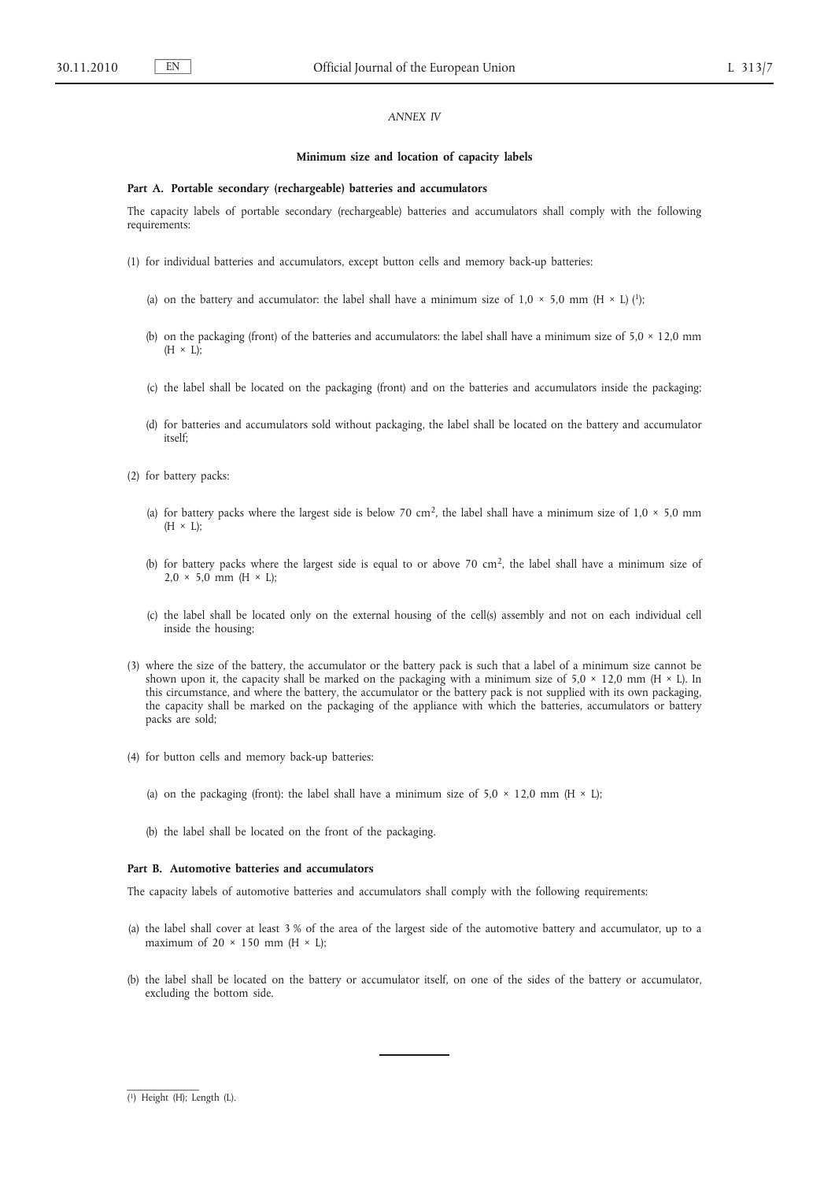*ANNEX IV*

**Minimum size and location of capacity labels**

**Part A. Portable secondary (rechargeable) batteries and accumulators**

The capacity labels of portable secondary (rechargeable) batteries and accumulators shall comply with the following requirements:

(1) for individual batteries and accumulators, except button cells and memory back-up batteries:

(a) on the battery and accumulator: the label shall have a minimum size of 1,0 × 5,0 mm (H × L) [1];

(b) on the packaging (front) of the batteries and accumulators: the label shall have a minimum size of 5,0 × 12,0 mm (H × L);

(c) the label shall be located on the packaging (front) and on the batteries and accumulators inside the packaging;

(d) for batteries and accumulators sold without packaging, the label shall be located on the battery and accumulator itself;

(2) for battery packs:

(a) for battery packs where the largest side is below 70 $cm^2$, the label shall have a minimum size of 1,0 × 5,0 mm (H × L);

(b) for battery packs where the largest side is equal to or above 70 $cm^2$, the label shall have a minimum size of 2,0 × 5,0 mm (H × L);

(c) the label shall be located only on the external housing of the cell(s) assembly and not on each individual cell inside the housing;

(3) where the size of the battery, the accumulator or the battery pack is such that a label of a minimum size cannot be shown upon it, the capacity shall be marked on the packaging with a minimum size of 5,0 × 12,0 mm (H × L). In this circumstance, and where the battery, the accumulator or the battery pack is not supplied with its own packaging, the capacity shall be marked on the packaging of the appliance with which the batteries, accumulators or battery packs are sold;

(4) for button cells and memory back-up batteries:

(a) on the packaging (front): the label shall have a minimum size of 5,0 × 12,0 mm (H × L);

(b) the label shall be located on the front of the packaging.

**Part B. Automotive batteries and accumulators**

The capacity labels of automotive batteries and accumulators shall comply with the following requirements:

(a) the label shall cover at least 3 % of the area of the largest side of the automotive battery and accumulator, up to a maximum of 20 × 150 mm (H × L);

(b) the label shall be located on the battery or accumulator itself, on one of the sides of the battery or accumulator, excluding the bottom side.

---

[1] Height (H); Length (L).